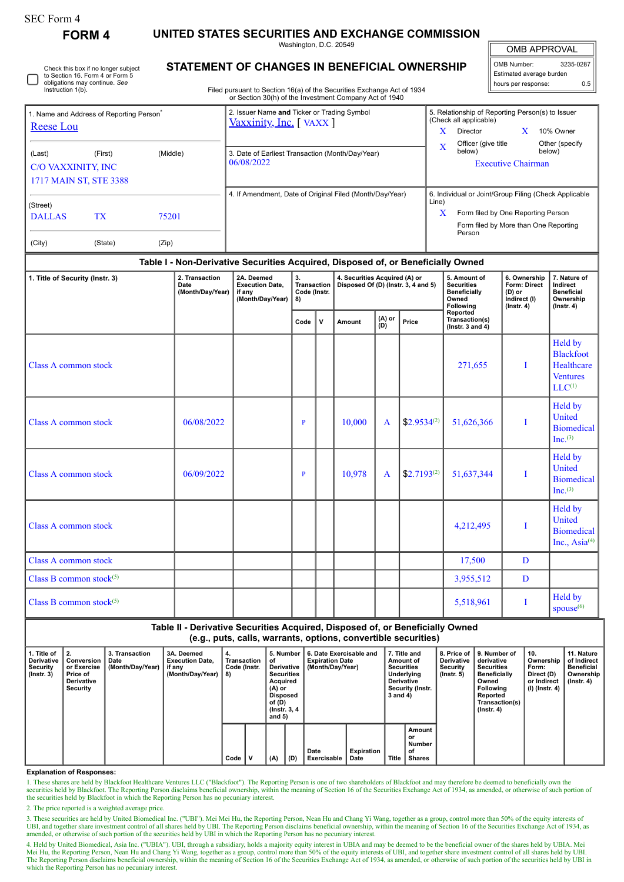SEC Form 4

# FORM 4

## UNITED STATES SECURITIES AND EXCHANGE COMMISSION

Washington, D.C. 20549

## STATEMENT OF CHANGES IN BENEFICIAL OWNERSHIP

Filed pursuant to Section 16(a) of the Securities Exchange Act of 1934 or Section 30(h) of the Investment Company Act of 1940

☐ Check this box if no longer subject to Section 16. Form 4 or Form 5 obligations may continue. *See* Instruction 1(b).

| OMB APPROVAL | |
|---|---|
| OMB Number: | 3235-0287 |
| Estimated average burden | |
| hours per response: | 0.5 |

**1. Name and Address of Reporting Person***

Reese Lou

(Last) (First) (Middle)

C/O VAXXINITY, INC
1717 MAIN ST, STE 3388

(Street)

DALLAS TX 75201

(City) (State) (Zip)

**2. Issuer Name and Ticker or Trading Symbol**

Vaxxinity, Inc. [ VAXX ]

**3. Date of Earliest Transaction (Month/Day/Year)**

06/08/2022

**4. If Amendment, Date of Original Filed (Month/Day/Year)**

**5. Relationship of Reporting Person(s) to Issuer (Check all applicable)**

X Director
X 10% Owner
X Officer (give title below)
Other (specify below)

Executive Chairman

**6. Individual or Joint/Group Filing (Check Applicable Line)**

X Form filed by One Reporting Person
Form filed by More than One Reporting Person

### Table I - Non-Derivative Securities Acquired, Disposed of, or Beneficially Owned

| 1. Title of Security (Instr. 3) | 2. Transaction Date (Month/Day/Year) | 2A. Deemed Execution Date, if any (Month/Day/Year) | 3. Transaction Code (Instr. 8) | | 4. Securities Acquired (A) or Disposed Of (D) (Instr. 3, 4 and 5) | | | 5. Amount of Securities Beneficially Owned Following Reported Transaction(s) (Instr. 3 and 4) | 6. Ownership Form: Direct (D) or Indirect (I) (Instr. 4) | 7. Nature of Indirect Beneficial Ownership (Instr. 4) |
|---|---|---|---|---|---|---|---|---|---|---|
| | | | Code | V | Amount | (A) or (D) | Price | | | |
| Class A common stock | | | | | | | | 271,655 | I | Held by Blackfoot Healthcare Ventures LLC[1] |
| Class A common stock | 06/08/2022 | | P | | 10,000 | A | $2.9534[2] | 51,626,366 | I | Held by United Biomedical Inc.[3] |
| Class A common stock | 06/09/2022 | | P | | 10,978 | A | $2.7193[2] | 51,637,344 | I | Held by United Biomedical Inc.[3] |
| Class A common stock | | | | | | | | 4,212,495 | I | Held by United Biomedical Inc., Asia[4] |
| Class A common stock | | | | | | | | 17,500 | D | |
| Class B common stock[5] | | | | | | | | 3,955,512 | D | |
| Class B common stock[5] | | | | | | | | 5,518,961 | I | Held by spouse[6] |

### Table II - Derivative Securities Acquired, Disposed of, or Beneficially Owned (e.g., puts, calls, warrants, options, convertible securities)

| 1. Title of Derivative Security (Instr. 3) | 2. Conversion or Exercise Price of Derivative Security | 3. Transaction Date (Month/Day/Year) | 3A. Deemed Execution Date, if any (Month/Day/Year) | 4. Transaction Code (Instr. 8) | | 5. Number of Derivative Securities Acquired (A) or Disposed of (D) (Instr. 3, 4 and 5) | | 6. Date Exercisable and Expiration Date (Month/Day/Year) | | 7. Title and Amount of Securities Underlying Derivative Security (Instr. 3 and 4) | | 8. Price of Derivative Security (Instr. 5) | 9. Number of derivative Securities Beneficially Owned Following Reported Transaction(s) (Instr. 4) | 10. Ownership Form: Direct (D) or Indirect (I) (Instr. 4) | 11. Nature of Indirect Beneficial Ownership (Instr. 4) |
|---|---|---|---|---|---|---|---|---|---|---|---|---|---|---|---|
| | | | | Code | V | (A) | (D) | Date Exercisable | Expiration Date | Title | Amount or Number of Shares | | | | |

**Explanation of Responses:**

1. These shares are held by Blackfoot Healthcare Ventures LLC ("Blackfoot"). The Reporting Person is one of two shareholders of Blackfoot and may therefore be deemed to beneficially own the securities held by Blackfoot. The Reporting Person disclaims beneficial ownership, within the meaning of Section 16 of the Securities Exchange Act of 1934, as amended, or otherwise of such portion of the securities held by Blackfoot in which the Reporting Person has no pecuniary interest.

2. The price reported is a weighted average price.

3. These securities are held by United Biomedical Inc. ("UBI"). Mei Mei Hu, the Reporting Person, Nean Hu and Chang Yi Wang, together as a group, control more than 50% of the equity interests of UBI, and together share investment control of all shares held by UBI. The Reporting Person disclaims beneficial ownership, within the meaning of Section 16 of the Securities Exchange Act of 1934, as amended, or otherwise of such portion of the securities held by UBI in which the Reporting Person has no pecuniary interest.

4. Held by United Biomedical, Asia Inc. ("UBIA"). UBI, through a subsidiary, holds a majority equity interest in UBIA and may be deemed to be the beneficial owner of the shares held by UBIA. Mei Mei Hu, the Reporting Person, Nean Hu and Chang Yi Wang, together as a group, control more than 50% of the equity interests of UBI, and together share investment control of all shares held by UBI. The Reporting Person disclaims beneficial ownership, within the meaning of Section 16 of the Securities Exchange Act of 1934, as amended, or otherwise of such portion of the securities held by UBI in which the Reporting Person has no pecuniary interest.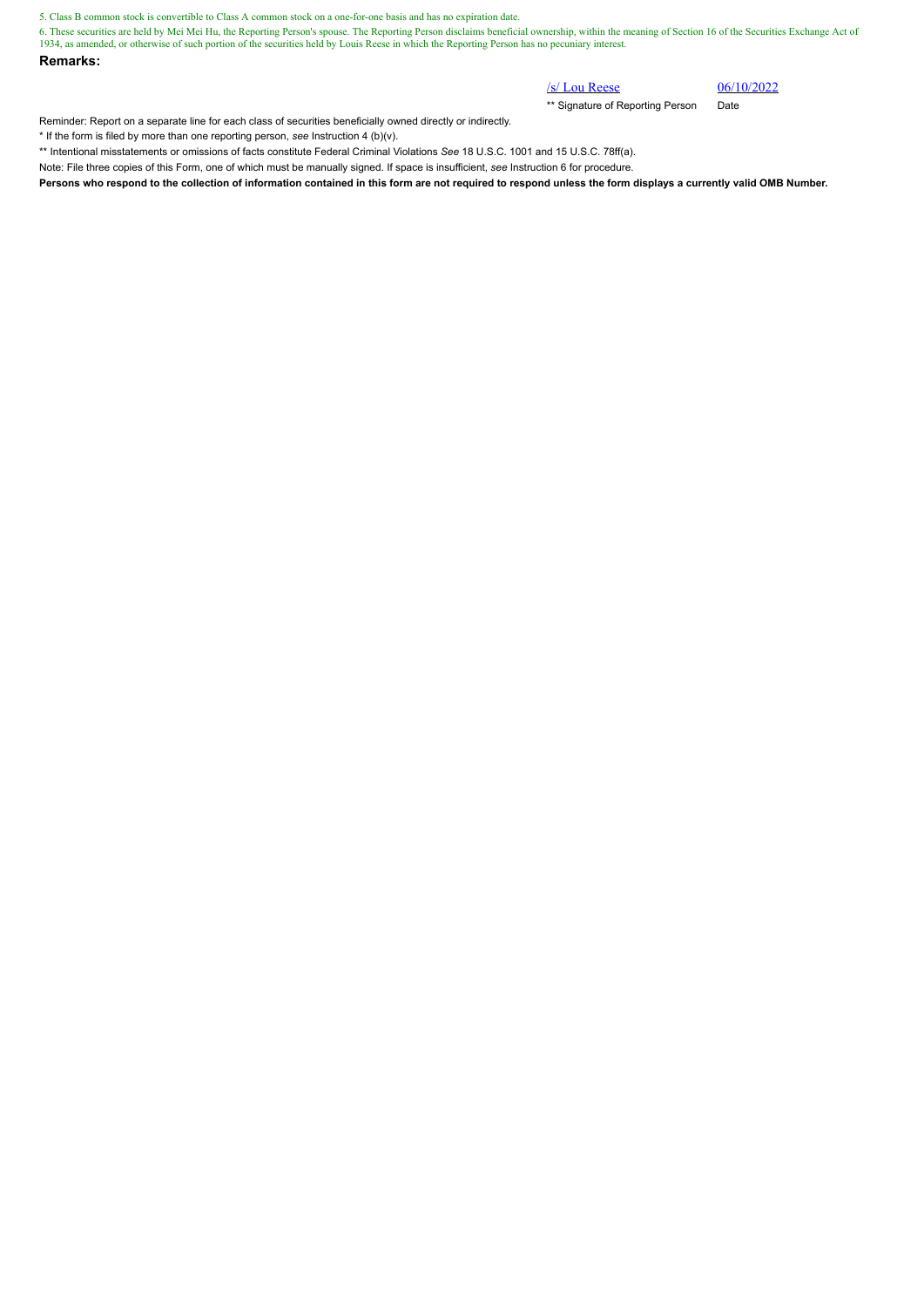5. Class B common stock is convertible to Class A common stock on a one-for-one basis and has no expiration date.

6. These securities are held by Mei Mei Hu, the Reporting Person's spouse. The Reporting Person disclaims beneficial ownership, within the meaning of Section 16 of the Securities Exchange Act of 1934, as amended, or otherwise of such portion of the securities held by Louis Reese in which the Reporting Person has no pecuniary interest.

**Remarks:**

| | |
|---|---|
| /s/ Lou Reese | 06/10/2022 |
| ** Signature of Reporting Person | Date |

Reminder: Report on a separate line for each class of securities beneficially owned directly or indirectly.

* If the form is filed by more than one reporting person, *see* Instruction 4 (b)(v).

** Intentional misstatements or omissions of facts constitute Federal Criminal Violations *See* 18 U.S.C. 1001 and 15 U.S.C. 78ff(a).

Note: File three copies of this Form, one of which must be manually signed. If space is insufficient, *see* Instruction 6 for procedure.

**Persons who respond to the collection of information contained in this form are not required to respond unless the form displays a currently valid OMB Number.**